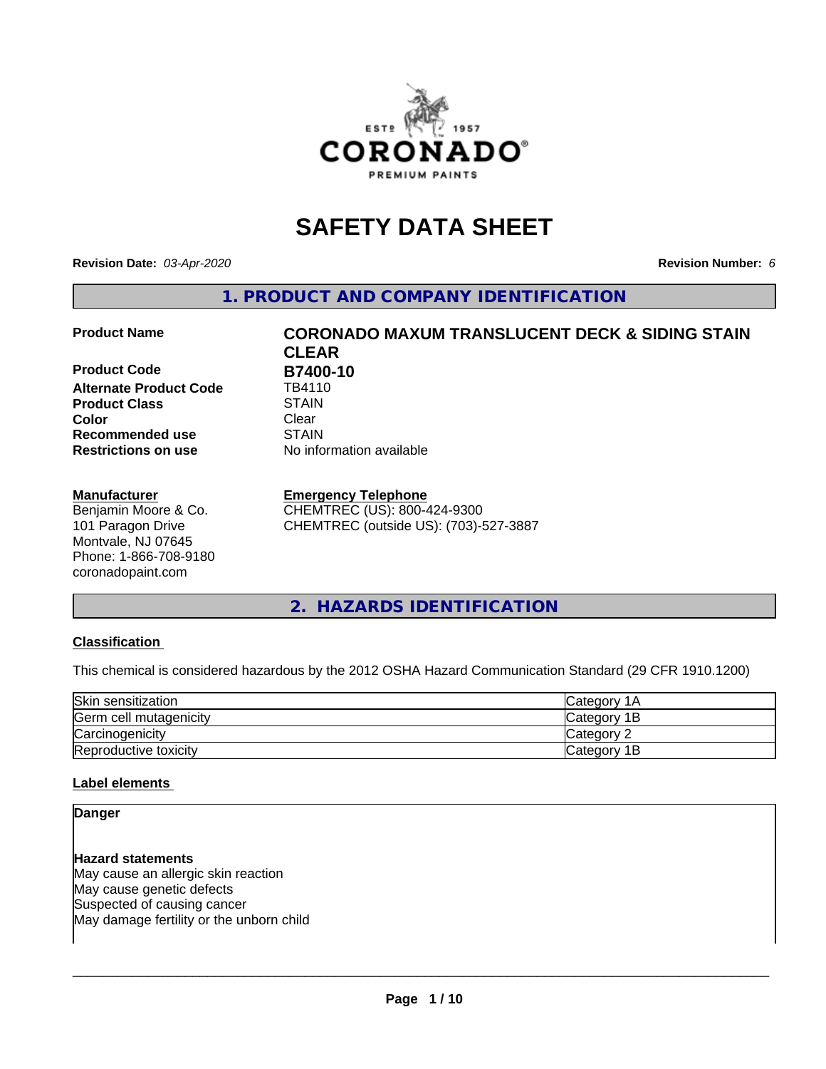# SAFETY DATA SHEET

**Revision Date:** *03-Apr-2020* **Revision Number:** *6*

## 1. PRODUCT AND COMPANY IDENTIFICATION

| | |
|---|---|
| **Product Name** | **CORONADO MAXUM TRANSLUCENT DECK & SIDING STAIN CLEAR** |
| **Product Code** | **B7400-10** |
| **Alternate Product Code** | TB4110 |
| **Product Class** | STAIN |
| **Color** | Clear |
| **Recommended use** | STAIN |
| **Restrictions on use** | No information available |

**Manufacturer**
Benjamin Moore & Co.
101 Paragon Drive
Montvale, NJ 07645
Phone: 1-866-708-9180
coronadopaint.com

**Emergency Telephone**
CHEMTREC (US): 800-424-9300
CHEMTREC (outside US): (703)-527-3887

## 2. HAZARDS IDENTIFICATION

### Classification

This chemical is considered hazardous by the 2012 OSHA Hazard Communication Standard (29 CFR 1910.1200)

| | |
|---|---|
| Skin sensitization | Category 1A |
| Germ cell mutagenicity | Category 1B |
| Carcinogenicity | Category 2 |
| Reproductive toxicity | Category 1B |

### Label elements

**Danger**

**Hazard statements**
May cause an allergic skin reaction
May cause genetic defects
Suspected of causing cancer
May damage fertility or the unborn child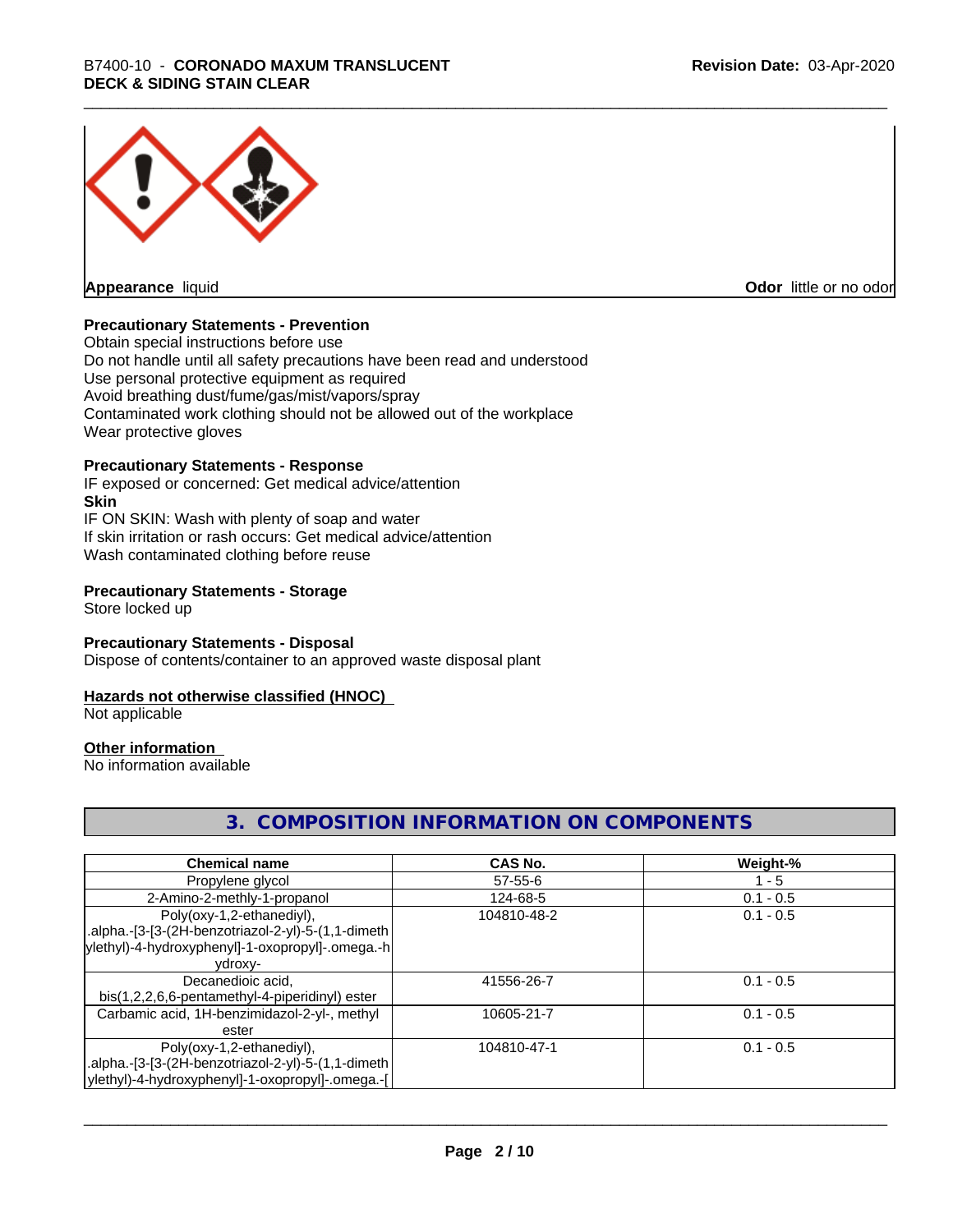Appearance liquid

Odor little or no odor

**Precautionary Statements - Prevention**

Obtain special instructions before use
Do not handle until all safety precautions have been read and understood
Use personal protective equipment as required
Avoid breathing dust/fume/gas/mist/vapors/spray
Contaminated work clothing should not be allowed out of the workplace
Wear protective gloves

**Precautionary Statements - Response**

IF exposed or concerned: Get medical advice/attention

**Skin**

IF ON SKIN: Wash with plenty of soap and water
If skin irritation or rash occurs: Get medical advice/attention
Wash contaminated clothing before reuse

**Precautionary Statements - Storage**

Store locked up

**Precautionary Statements - Disposal**

Dispose of contents/container to an approved waste disposal plant

**Hazards not otherwise classified (HNOC)**

Not applicable

**Other information**

No information available

## 3. COMPOSITION INFORMATION ON COMPONENTS

| Chemical name | CAS No. | Weight-% |
|---|---|---|
| Propylene glycol | 57-55-6 | 1 - 5 |
| 2-Amino-2-methly-1-propanol | 124-68-5 | 0.1 - 0.5 |
| Poly(oxy-1,2-ethanediyl), .alpha.-[3-[3-(2H-benzotriazol-2-yl)-5-(1,1-dimethylethyl)-4-hydroxyphenyl]-1-oxopropyl]-.omega.-hydroxy- | 104810-48-2 | 0.1 - 0.5 |
| Decanedioic acid, bis(1,2,2,6,6-pentamethyl-4-piperidinyl) ester | 41556-26-7 | 0.1 - 0.5 |
| Carbamic acid, 1H-benzimidazol-2-yl-, methyl ester | 10605-21-7 | 0.1 - 0.5 |
| Poly(oxy-1,2-ethanediyl), .alpha.-[3-[3-(2H-benzotriazol-2-yl)-5-(1,1-dimethylethyl)-4-hydroxyphenyl]-1-oxopropyl]-.omega.-[ | 104810-47-1 | 0.1 - 0.5 |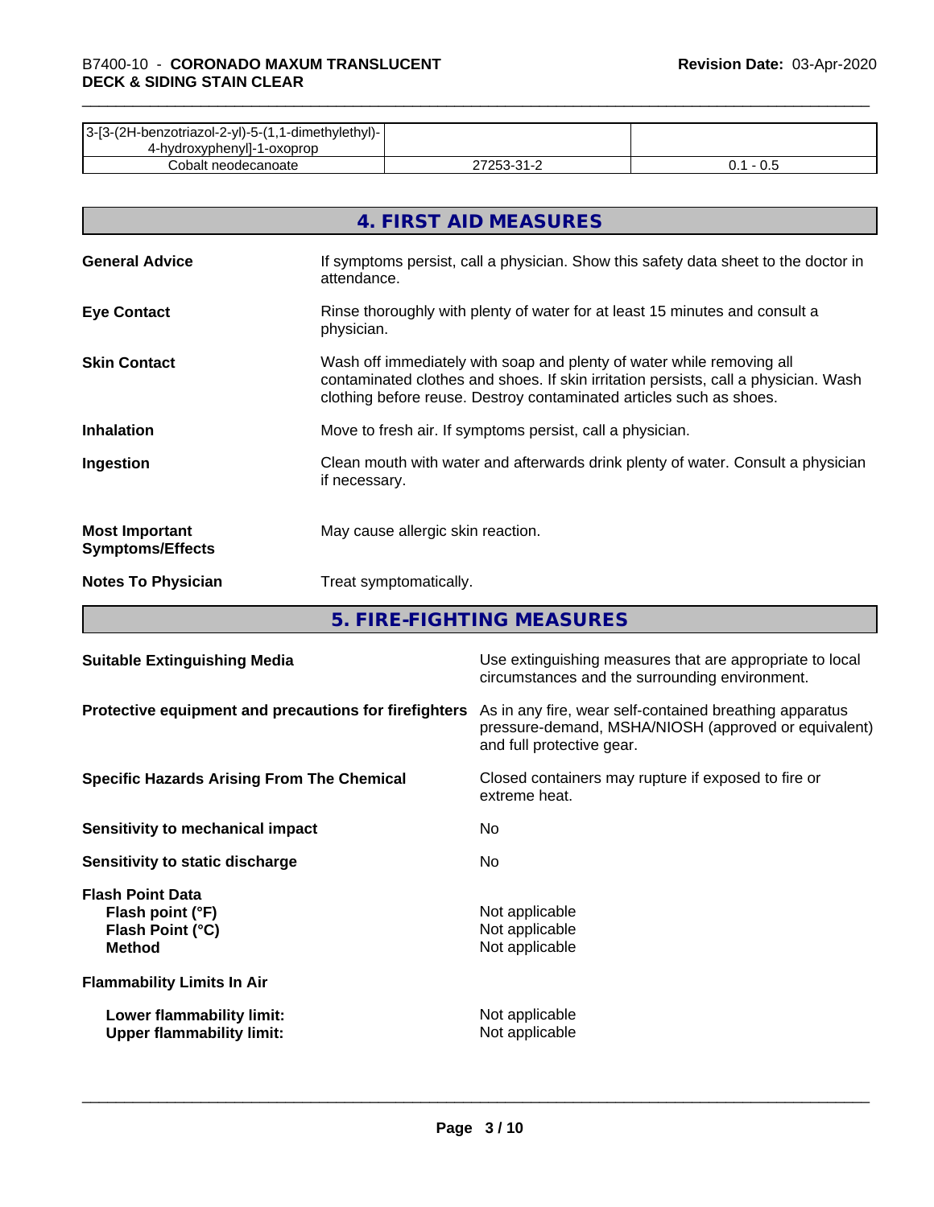| 3-[3-(2H-benzotriazol-2-yl)-5-(1,1-dimethylethyl)-4-hydroxyphenyl]-1-oxoprop | | |
|---|---|---|
| Cobalt neodecanoate | 27253-31-2 | 0.1 - 0.5 |

## 4. FIRST AID MEASURES

**General Advice** If symptoms persist, call a physician. Show this safety data sheet to the doctor in attendance.

**Eye Contact** Rinse thoroughly with plenty of water for at least 15 minutes and consult a physician.

**Skin Contact** Wash off immediately with soap and plenty of water while removing all contaminated clothes and shoes. If skin irritation persists, call a physician. Wash clothing before reuse. Destroy contaminated articles such as shoes.

**Inhalation** Move to fresh air. If symptoms persist, call a physician.

**Ingestion** Clean mouth with water and afterwards drink plenty of water. Consult a physician if necessary.

**Most Important Symptoms/Effects** May cause allergic skin reaction.

**Notes To Physician** Treat symptomatically.

## 5. FIRE-FIGHTING MEASURES

**Suitable Extinguishing Media** Use extinguishing measures that are appropriate to local circumstances and the surrounding environment.

**Protective equipment and precautions for firefighters** As in any fire, wear self-contained breathing apparatus pressure-demand, MSHA/NIOSH (approved or equivalent) and full protective gear.

**Specific Hazards Arising From The Chemical** Closed containers may rupture if exposed to fire or extreme heat.

**Sensitivity to mechanical impact** No

**Sensitivity to static discharge** No

**Flash Point Data**
**Flash point (°F)** Not applicable
**Flash Point (°C)** Not applicable
**Method** Not applicable

**Flammability Limits In Air**

**Lower flammability limit:** Not applicable
**Upper flammability limit:** Not applicable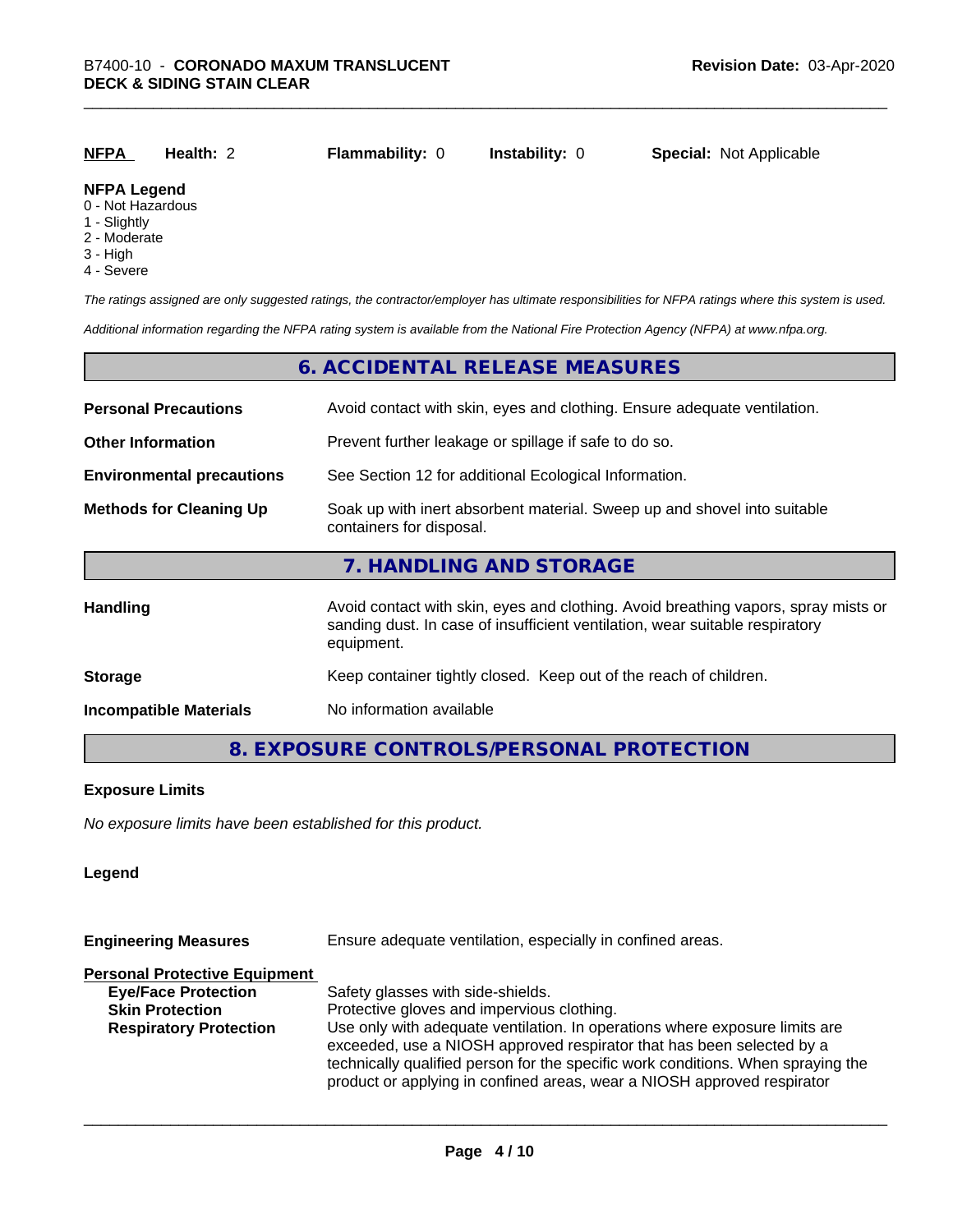| NFPA | Health: 2 | Flammability: 0 | Instability: 0 | Special: Not Applicable |
|---|---|---|---|---|

**NFPA Legend**
0 - Not Hazardous
1 - Slightly
2 - Moderate
3 - High
4 - Severe

*The ratings assigned are only suggested ratings, the contractor/employer has ultimate responsibilities for NFPA ratings where this system is used.*

*Additional information regarding the NFPA rating system is available from the National Fire Protection Agency (NFPA) at www.nfpa.org.*

## 6. ACCIDENTAL RELEASE MEASURES

**Personal Precautions** — Avoid contact with skin, eyes and clothing. Ensure adequate ventilation.

**Other Information** — Prevent further leakage or spillage if safe to do so.

**Environmental precautions** — See Section 12 for additional Ecological Information.

**Methods for Cleaning Up** — Soak up with inert absorbent material. Sweep up and shovel into suitable containers for disposal.

## 7. HANDLING AND STORAGE

**Handling** — Avoid contact with skin, eyes and clothing. Avoid breathing vapors, spray mists or sanding dust. In case of insufficient ventilation, wear suitable respiratory equipment.

**Storage** — Keep container tightly closed. Keep out of the reach of children.

**Incompatible Materials** — No information available

## 8. EXPOSURE CONTROLS/PERSONAL PROTECTION

**Exposure Limits**

*No exposure limits have been established for this product.*

**Legend**

**Engineering Measures** — Ensure adequate ventilation, especially in confined areas.

**Personal Protective Equipment**

- **Eye/Face Protection** — Safety glasses with side-shields.
- **Skin Protection** — Protective gloves and impervious clothing.
- **Respiratory Protection** — Use only with adequate ventilation. In operations where exposure limits are exceeded, use a NIOSH approved respirator that has been selected by a technically qualified person for the specific work conditions. When spraying the product or applying in confined areas, wear a NIOSH approved respirator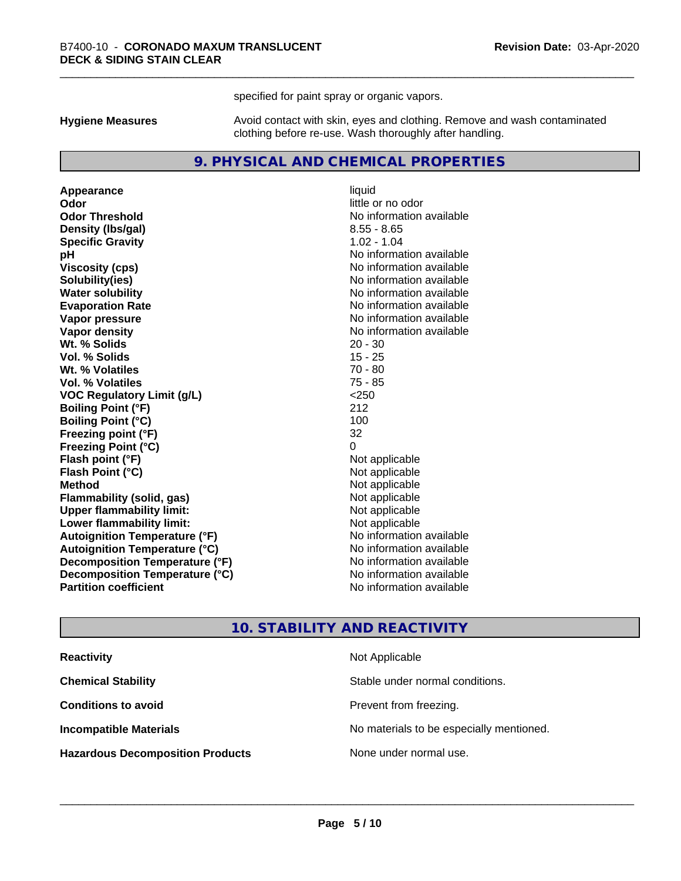specified for paint spray or organic vapors.

| | |
|---|---|
| **Hygiene Measures** | Avoid contact with skin, eyes and clothing. Remove and wash contaminated clothing before re-use. Wash thoroughly after handling. |

## 9. PHYSICAL AND CHEMICAL PROPERTIES

| | |
|---|---|
| **Appearance** | liquid |
| **Odor** | little or no odor |
| **Odor Threshold** | No information available |
| **Density (lbs/gal)** | 8.55 - 8.65 |
| **Specific Gravity** | 1.02 - 1.04 |
| **pH** | No information available |
| **Viscosity (cps)** | No information available |
| **Solubility(ies)** | No information available |
| **Water solubility** | No information available |
| **Evaporation Rate** | No information available |
| **Vapor pressure** | No information available |
| **Vapor density** | No information available |
| **Wt. % Solids** | 20 - 30 |
| **Vol. % Solids** | 15 - 25 |
| **Wt. % Volatiles** | 70 - 80 |
| **Vol. % Volatiles** | 75 - 85 |
| **VOC Regulatory Limit (g/L)** | <250 |
| **Boiling Point (°F)** | 212 |
| **Boiling Point (°C)** | 100 |
| **Freezing point (°F)** | 32 |
| **Freezing Point (°C)** | 0 |
| **Flash point (°F)** | Not applicable |
| **Flash Point (°C)** | Not applicable |
| **Method** | Not applicable |
| **Flammability (solid, gas)** | Not applicable |
| **Upper flammability limit:** | Not applicable |
| **Lower flammability limit:** | Not applicable |
| **Autoignition Temperature (°F)** | No information available |
| **Autoignition Temperature (°C)** | No information available |
| **Decomposition Temperature (°F)** | No information available |
| **Decomposition Temperature (°C)** | No information available |
| **Partition coefficient** | No information available |

## 10. STABILITY AND REACTIVITY

| | |
|---|---|
| **Reactivity** | Not Applicable |
| **Chemical Stability** | Stable under normal conditions. |
| **Conditions to avoid** | Prevent from freezing. |
| **Incompatible Materials** | No materials to be especially mentioned. |
| **Hazardous Decomposition Products** | None under normal use. |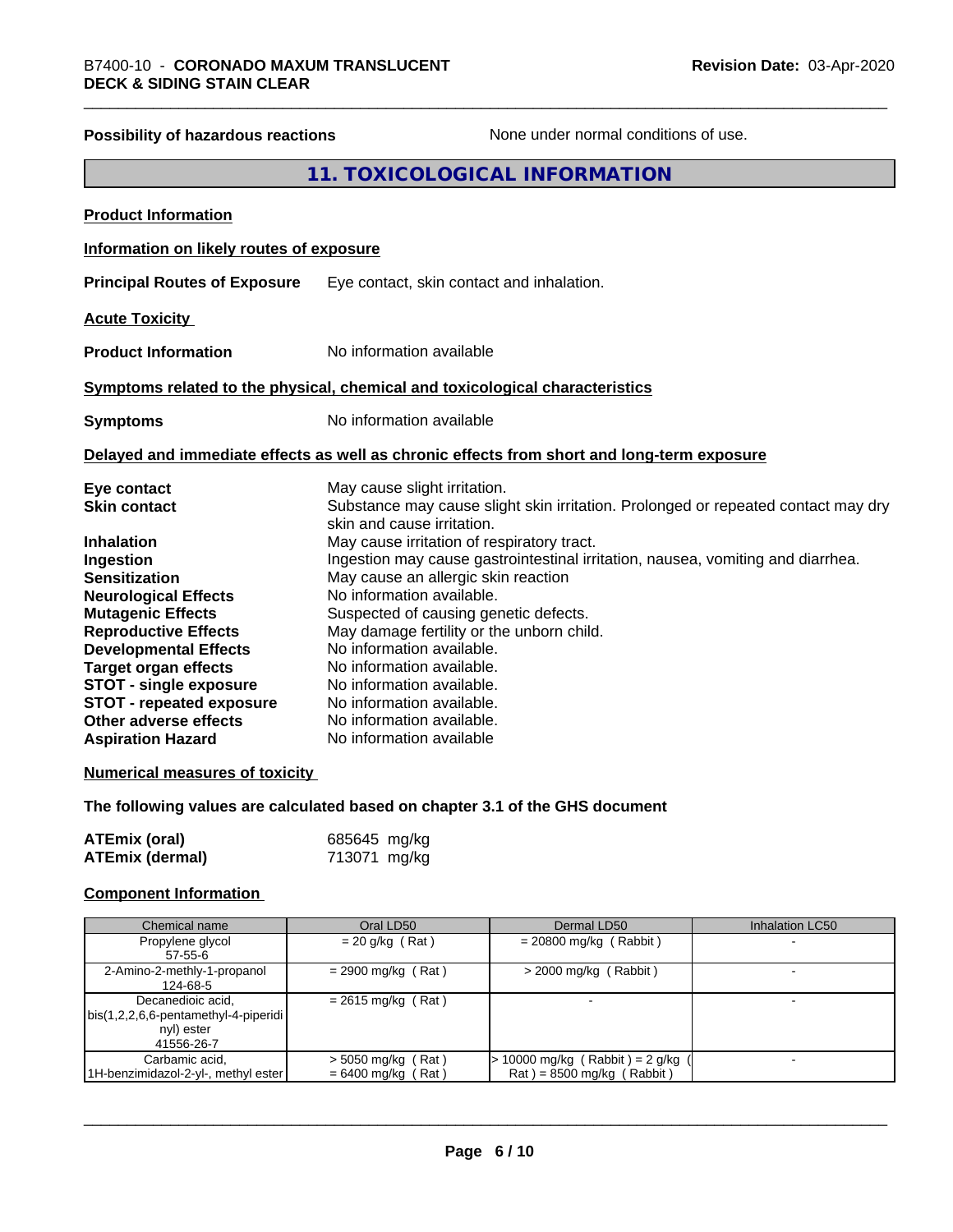**Possibility of hazardous reactions** None under normal conditions of use.

## 11. TOXICOLOGICAL INFORMATION

**Product Information**

**Information on likely routes of exposure**

**Principal Routes of Exposure** Eye contact, skin contact and inhalation.

**Acute Toxicity**

**Product Information** No information available

**Symptoms related to the physical, chemical and toxicological characteristics**

**Symptoms** No information available

**Delayed and immediate effects as well as chronic effects from short and long-term exposure**

**Eye contact** May cause slight irritation.
**Skin contact** Substance may cause slight skin irritation. Prolonged or repeated contact may dry skin and cause irritation.
**Inhalation** May cause irritation of respiratory tract.
**Ingestion** Ingestion may cause gastrointestinal irritation, nausea, vomiting and diarrhea.
**Sensitization** May cause an allergic skin reaction
**Neurological Effects** No information available.
**Mutagenic Effects** Suspected of causing genetic defects.
**Reproductive Effects** May damage fertility or the unborn child.
**Developmental Effects** No information available.
**Target organ effects** No information available.
**STOT - single exposure** No information available.
**STOT - repeated exposure** No information available.
**Other adverse effects** No information available.
**Aspiration Hazard** No information available

**Numerical measures of toxicity**

**The following values are calculated based on chapter 3.1 of the GHS document**

**ATEmix (oral)** 685645 mg/kg
**ATEmix (dermal)** 713071 mg/kg

**Component Information**

| Chemical name | Oral LD50 | Dermal LD50 | Inhalation LC50 |
|---|---|---|---|
| Propylene glycol<br>57-55-6 | = 20 g/kg ( Rat ) | = 20800 mg/kg ( Rabbit ) | - |
| 2-Amino-2-methly-1-propanol<br>124-68-5 | = 2900 mg/kg ( Rat ) | > 2000 mg/kg ( Rabbit ) | - |
| Decanedioic acid, bis(1,2,2,6,6-pentamethyl-4-piperidinyl) ester<br>41556-26-7 | = 2615 mg/kg ( Rat ) | - | - |
| Carbamic acid, 1H-benzimidazol-2-yl-, methyl ester | > 5050 mg/kg ( Rat )<br>= 6400 mg/kg ( Rat ) | > 10000 mg/kg ( Rabbit ) = 2 g/kg ( Rat ) = 8500 mg/kg ( Rabbit ) | - |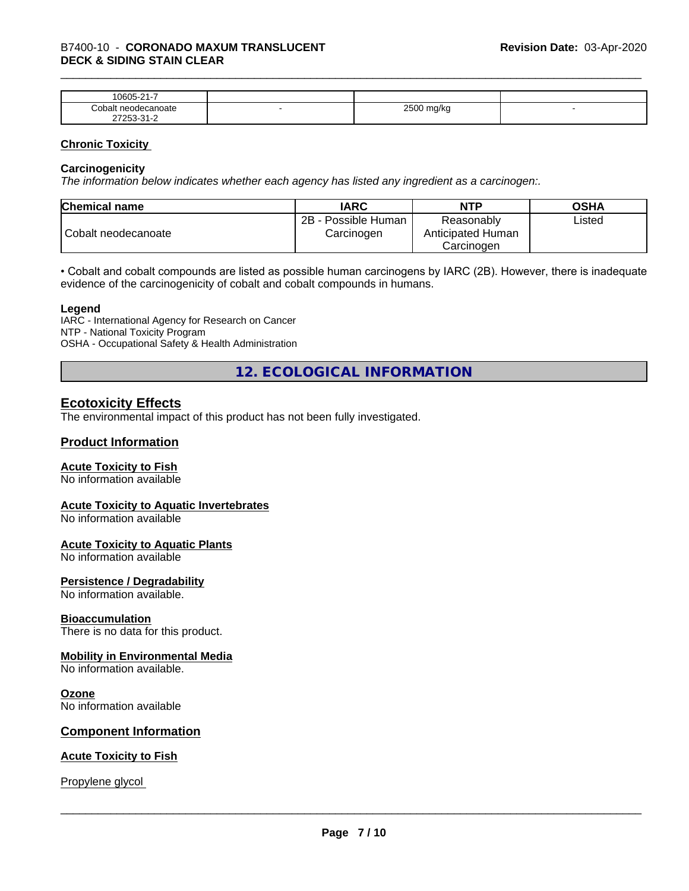| 10605-21-7 | | | |
|---|---|---|---|
| Cobalt neodecanoate 27253-31-2 | - | 2500 mg/kg | - |

## Chronic Toxicity

### Carcinogenicity

*The information below indicates whether each agency has listed any ingredient as a carcinogen:.*

| Chemical name | IARC | NTP | OSHA |
|---|---|---|---|
| Cobalt neodecanoate | 2B - Possible Human Carcinogen | Reasonably Anticipated Human Carcinogen | Listed |

• Cobalt and cobalt compounds are listed as possible human carcinogens by IARC (2B). However, there is inadequate evidence of the carcinogenicity of cobalt and cobalt compounds in humans.

**Legend**

IARC - International Agency for Research on Cancer
NTP - National Toxicity Program
OSHA - Occupational Safety & Health Administration

# 12. ECOLOGICAL INFORMATION

## Ecotoxicity Effects

The environmental impact of this product has not been fully investigated.

## Product Information

### Acute Toxicity to Fish

No information available

### Acute Toxicity to Aquatic Invertebrates

No information available

### Acute Toxicity to Aquatic Plants

No information available

### Persistence / Degradability

No information available.

### Bioaccumulation

There is no data for this product.

### Mobility in Environmental Media

No information available.

### Ozone

No information available

## Component Information

### Acute Toxicity to Fish

Propylene glycol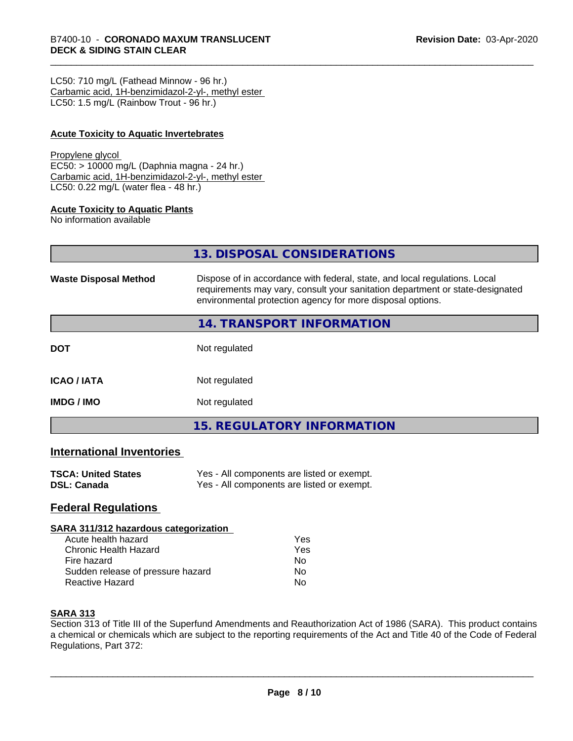LC50: 710 mg/L (Fathead Minnow - 96 hr.)
Carbamic acid, 1H-benzimidazol-2-yl-, methyl ester
LC50: 1.5 mg/L (Rainbow Trout - 96 hr.)

**Acute Toxicity to Aquatic Invertebrates**

Propylene glycol
EC50: > 10000 mg/L (Daphnia magna - 24 hr.)
Carbamic acid, 1H-benzimidazol-2-yl-, methyl ester
LC50: 0.22 mg/L (water flea - 48 hr.)

**Acute Toxicity to Aquatic Plants**
No information available

## 13. DISPOSAL CONSIDERATIONS

**Waste Disposal Method** Dispose of in accordance with federal, state, and local regulations. Local requirements may vary, consult your sanitation department or state-designated environmental protection agency for more disposal options.

## 14. TRANSPORT INFORMATION

| | |
|---|---|
| **DOT** | Not regulated |
| **ICAO / IATA** | Not regulated |
| **IMDG / IMO** | Not regulated |

## 15. REGULATORY INFORMATION

### International Inventories

| | |
|---|---|
| **TSCA: United States** | Yes - All components are listed or exempt. |
| **DSL: Canada** | Yes - All components are listed or exempt. |

### Federal Regulations

**SARA 311/312 hazardous categorization**

| | |
|---|---|
| Acute health hazard | Yes |
| Chronic Health Hazard | Yes |
| Fire hazard | No |
| Sudden release of pressure hazard | No |
| Reactive Hazard | No |

**SARA 313**
Section 313 of Title III of the Superfund Amendments and Reauthorization Act of 1986 (SARA). This product contains a chemical or chemicals which are subject to the reporting requirements of the Act and Title 40 of the Code of Federal Regulations, Part 372: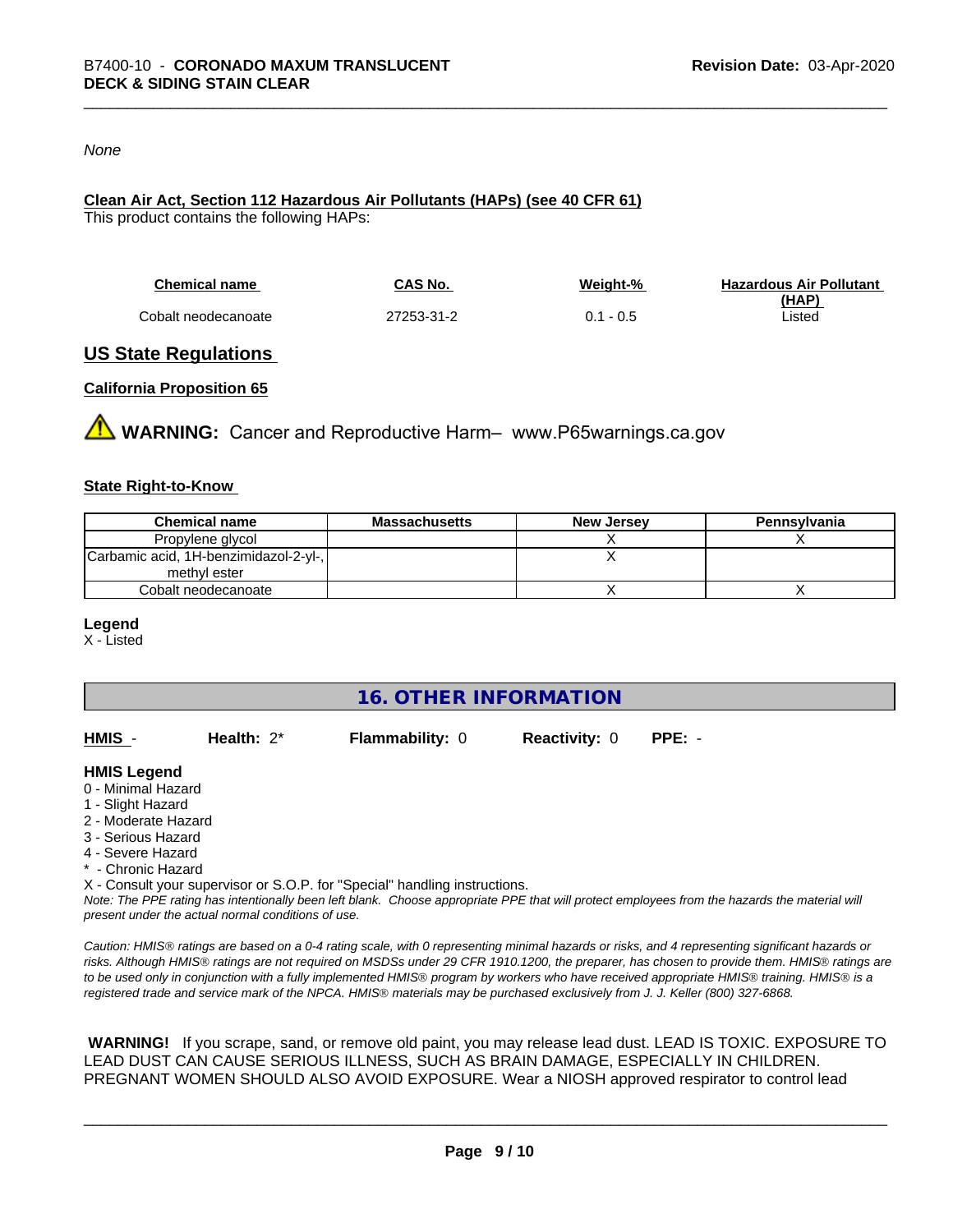*None*

**Clean Air Act, Section 112 Hazardous Air Pollutants (HAPs) (see 40 CFR 61)**
This product contains the following HAPs:

| Chemical name | CAS No. | Weight-% | Hazardous Air Pollutant (HAP) |
|---|---|---|---|
| Cobalt neodecanoate | 27253-31-2 | 0.1 - 0.5 | Listed |

## US State Regulations

### California Proposition 65

⚠ **WARNING:** Cancer and Reproductive Harm– www.P65warnings.ca.gov

### State Right-to-Know

| Chemical name | Massachusetts | New Jersey | Pennsylvania |
|---|---|---|---|
| Propylene glycol | | X | X |
| Carbamic acid, 1H-benzimidazol-2-yl-, methyl ester | | X | |
| Cobalt neodecanoate | | X | X |

**Legend**
X - Listed

# 16. OTHER INFORMATION

**HMIS** - **Health:** 2* **Flammability:** 0 **Reactivity:** 0 **PPE:** -

**HMIS Legend**
0 - Minimal Hazard
1 - Slight Hazard
2 - Moderate Hazard
3 - Serious Hazard
4 - Severe Hazard
* - Chronic Hazard
X - Consult your supervisor or S.O.P. for "Special" handling instructions.
*Note: The PPE rating has intentionally been left blank. Choose appropriate PPE that will protect employees from the hazards the material will present under the actual normal conditions of use.*

*Caution: HMIS® ratings are based on a 0-4 rating scale, with 0 representing minimal hazards or risks, and 4 representing significant hazards or risks. Although HMIS® ratings are not required on MSDSs under 29 CFR 1910.1200, the preparer, has chosen to provide them. HMIS® ratings are to be used only in conjunction with a fully implemented HMIS® program by workers who have received appropriate HMIS® training. HMIS® is a registered trade and service mark of the NPCA. HMIS® materials may be purchased exclusively from J. J. Keller (800) 327-6868.*

**WARNING!** If you scrape, sand, or remove old paint, you may release lead dust. LEAD IS TOXIC. EXPOSURE TO LEAD DUST CAN CAUSE SERIOUS ILLNESS, SUCH AS BRAIN DAMAGE, ESPECIALLY IN CHILDREN. PREGNANT WOMEN SHOULD ALSO AVOID EXPOSURE. Wear a NIOSH approved respirator to control lead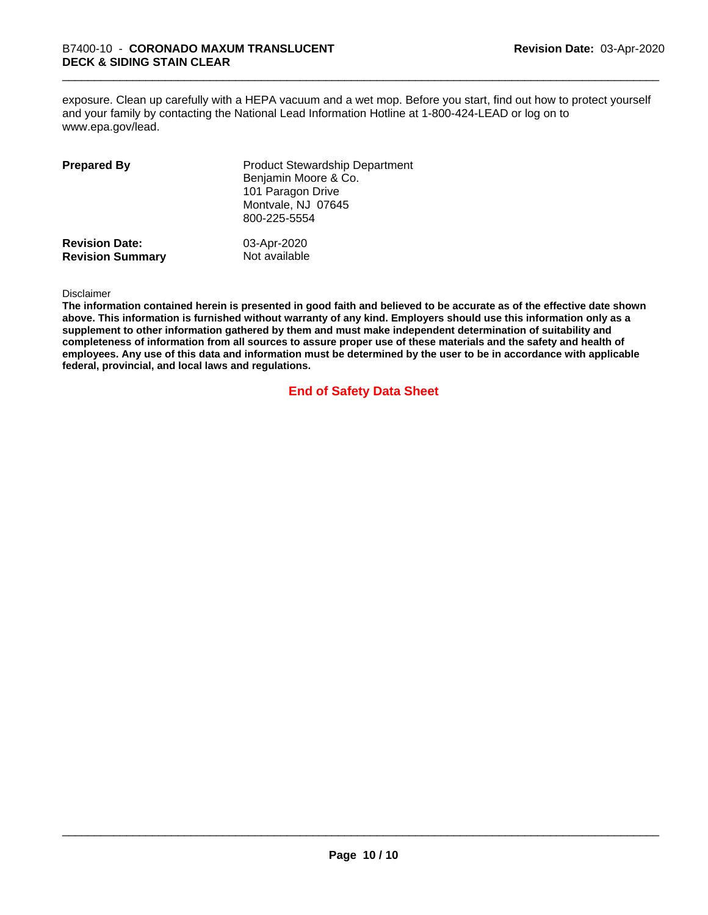exposure. Clean up carefully with a HEPA vacuum and a wet mop. Before you start, find out how to protect yourself and your family by contacting the National Lead Information Hotline at 1-800-424-LEAD or log on to www.epa.gov/lead.

| | |
|---|---|
| **Prepared By** | Product Stewardship Department<br>Benjamin Moore & Co.<br>101 Paragon Drive<br>Montvale, NJ 07645<br>800-225-5554 |
| **Revision Date:** | 03-Apr-2020 |
| **Revision Summary** | Not available |

Disclaimer

**The information contained herein is presented in good faith and believed to be accurate as of the effective date shown above. This information is furnished without warranty of any kind. Employers should use this information only as a supplement to other information gathered by them and must make independent determination of suitability and completeness of information from all sources to assure proper use of these materials and the safety and health of employees. Any use of this data and information must be determined by the user to be in accordance with applicable federal, provincial, and local laws and regulations.**

**End of Safety Data Sheet**